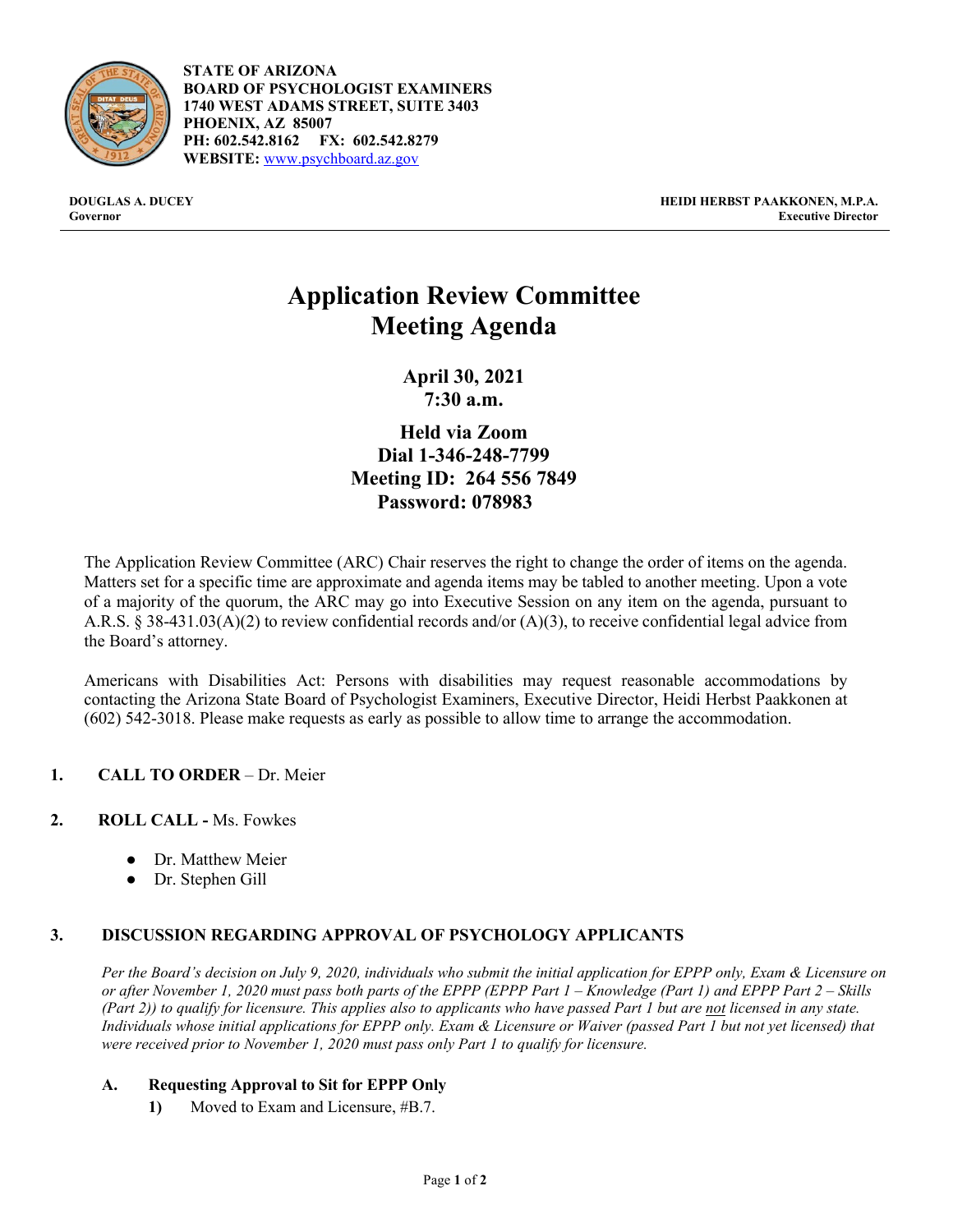**STATE OF ARIZONA**
**BOARD OF PSYCHOLOGIST EXAMINERS**
**1740 WEST ADAMS STREET, SUITE 3403**
**PHOENIX, AZ 85007**
**PH: 602.542.8162 FX: 602.542.8279**
**WEBSITE:** www.psychboard.az.gov

**DOUGLAS A. DUCEY**
**Governor**

**HEIDI HERBST PAAKKONEN, M.P.A.**
**Executive Director**

# Application Review Committee Meeting Agenda

**April 30, 2021**
**7:30 a.m.**

**Held via Zoom**
**Dial 1-346-248-7799**
**Meeting ID: 264 556 7849**
**Password: 078983**

The Application Review Committee (ARC) Chair reserves the right to change the order of items on the agenda. Matters set for a specific time are approximate and agenda items may be tabled to another meeting. Upon a vote of a majority of the quorum, the ARC may go into Executive Session on any item on the agenda, pursuant to A.R.S. § 38-431.03(A)(2) to review confidential records and/or (A)(3), to receive confidential legal advice from the Board's attorney.

Americans with Disabilities Act: Persons with disabilities may request reasonable accommodations by contacting the Arizona State Board of Psychologist Examiners, Executive Director, Heidi Herbst Paakkonen at (602) 542-3018. Please make requests as early as possible to allow time to arrange the accommodation.

1. **CALL TO ORDER** – Dr. Meier

2. **ROLL CALL -** Ms. Fowkes
   - Dr. Matthew Meier
   - Dr. Stephen Gill

3. **DISCUSSION REGARDING APPROVAL OF PSYCHOLOGY APPLICANTS**

   *Per the Board's decision on July 9, 2020, individuals who submit the initial application for EPPP only, Exam & Licensure on or after November 1, 2020 must pass both parts of the EPPP (EPPP Part 1 – Knowledge (Part 1) and EPPP Part 2 – Skills (Part 2)) to qualify for licensure. This applies also to applicants who have passed Part 1 but are not licensed in any state. Individuals whose initial applications for EPPP only. Exam & Licensure or Waiver (passed Part 1 but not yet licensed) that were received prior to November 1, 2020 must pass only Part 1 to qualify for licensure.*

   **A. Requesting Approval to Sit for EPPP Only**

   **1)** Moved to Exam and Licensure, #B.7.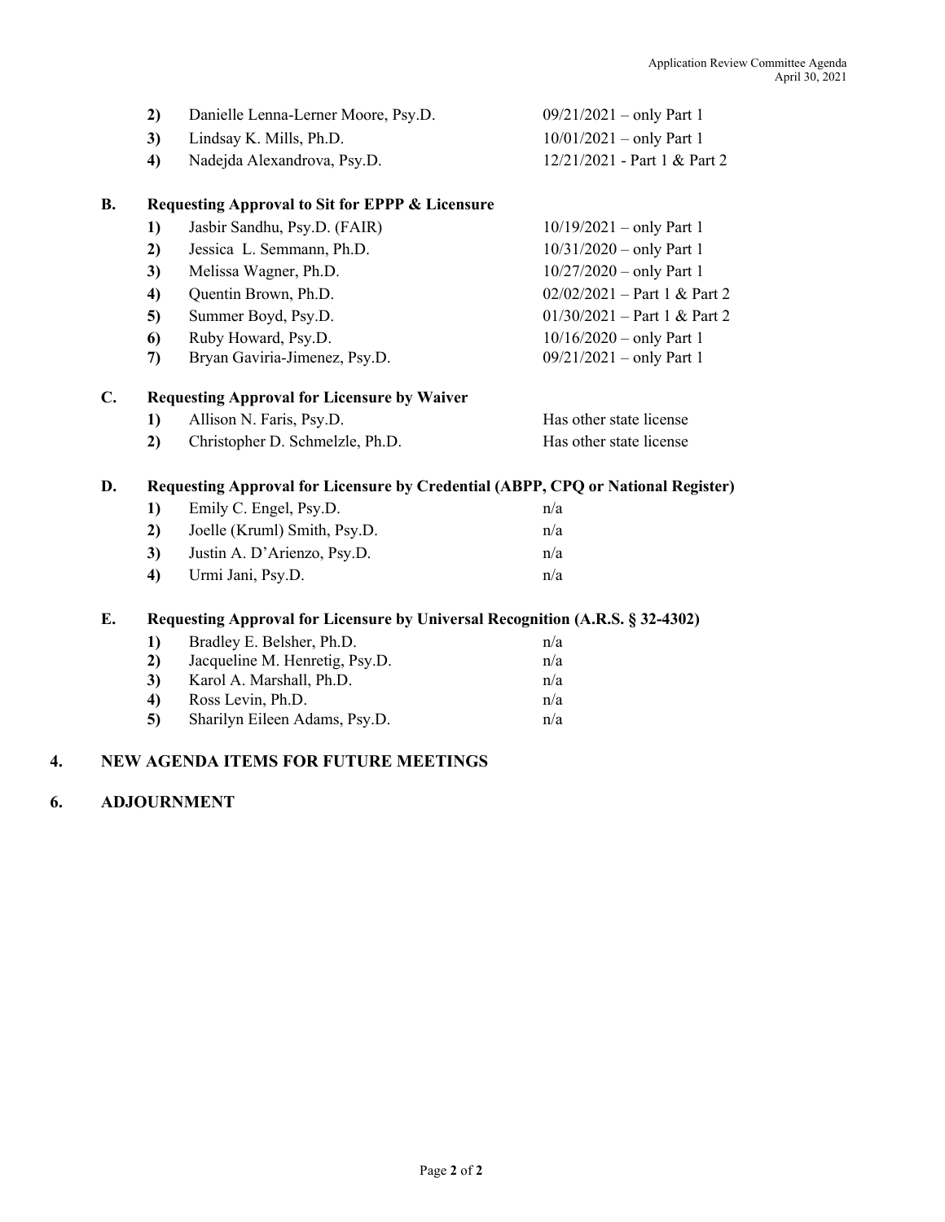2) Danielle Lenna-Lerner Moore, Psy.D. — 09/21/2021 – only Part 1
3) Lindsay K. Mills, Ph.D. — 10/01/2021 – only Part 1
4) Nadejda Alexandrova, Psy.D. — 12/21/2021 - Part 1 & Part 2

**B. Requesting Approval to Sit for EPPP & Licensure**

| | | |
|---|---|---|
| **1)** | Jasbir Sandhu, Psy.D. (FAIR) | 10/19/2021 – only Part 1 |
| **2)** | Jessica L. Semmann, Ph.D. | 10/31/2020 – only Part 1 |
| **3)** | Melissa Wagner, Ph.D. | 10/27/2020 – only Part 1 |
| **4)** | Quentin Brown, Ph.D. | 02/02/2021 – Part 1 & Part 2 |
| **5)** | Summer Boyd, Psy.D. | 01/30/2021 – Part 1 & Part 2 |
| **6)** | Ruby Howard, Psy.D. | 10/16/2020 – only Part 1 |
| **7)** | Bryan Gaviria-Jimenez, Psy.D. | 09/21/2021 – only Part 1 |

**C. Requesting Approval for Licensure by Waiver**

| | | |
|---|---|---|
| **1)** | Allison N. Faris, Psy.D. | Has other state license |
| **2)** | Christopher D. Schmelzle, Ph.D. | Has other state license |

**D. Requesting Approval for Licensure by Credential (ABPP, CPQ or National Register)**

| | | |
|---|---|---|
| **1)** | Emily C. Engel, Psy.D. | n/a |
| **2)** | Joelle (Kruml) Smith, Psy.D. | n/a |
| **3)** | Justin A. D'Arienzo, Psy.D. | n/a |
| **4)** | Urmi Jani, Psy.D. | n/a |

**E. Requesting Approval for Licensure by Universal Recognition (A.R.S. § 32-4302)**

| | | |
|---|---|---|
| **1)** | Bradley E. Belsher, Ph.D. | n/a |
| **2)** | Jacqueline M. Henretig, Psy.D. | n/a |
| **3)** | Karol A. Marshall, Ph.D. | n/a |
| **4)** | Ross Levin, Ph.D. | n/a |
| **5)** | Sharilyn Eileen Adams, Psy.D. | n/a |

## 4. NEW AGENDA ITEMS FOR FUTURE MEETINGS

## 6. ADJOURNMENT